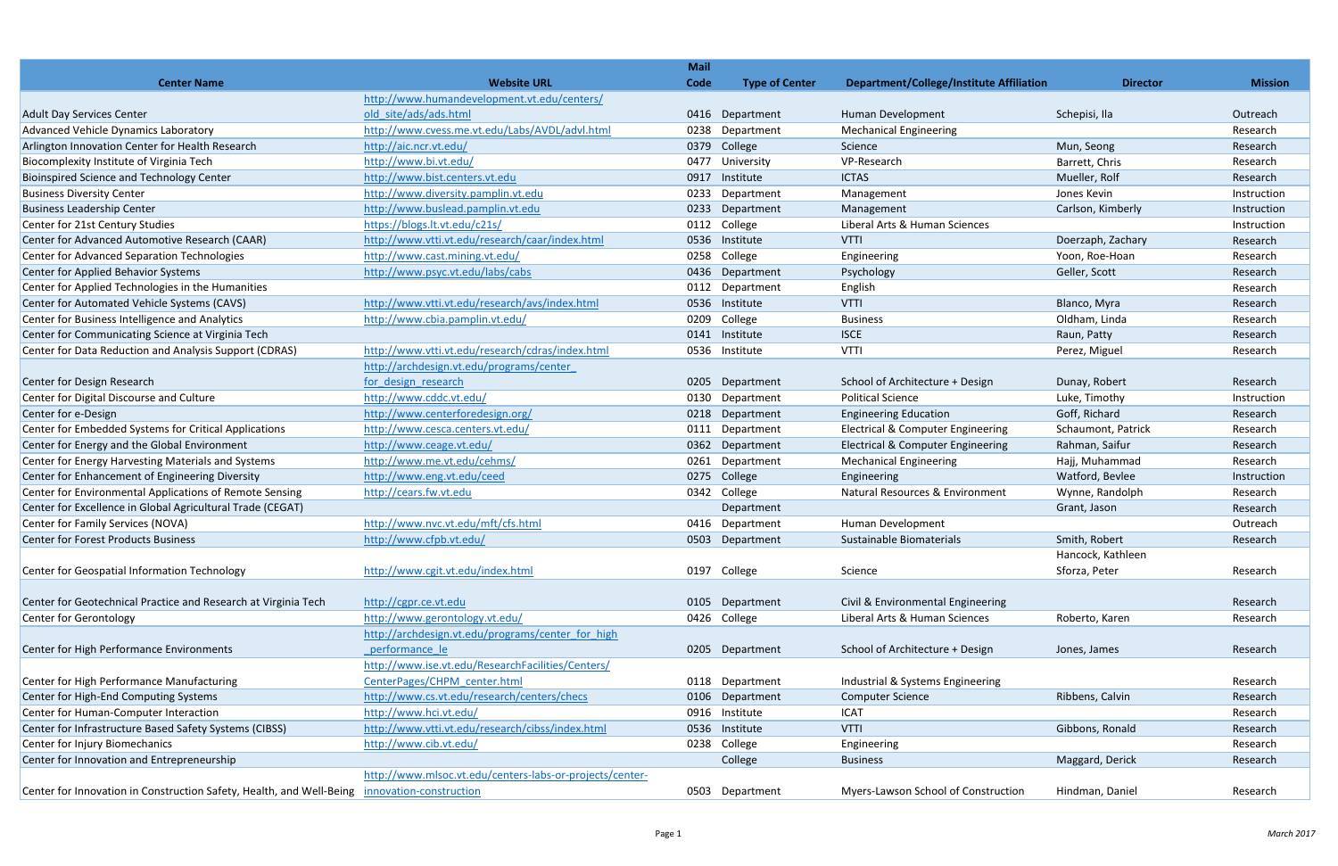| Center Name | Website URL | Mail Code | Type of Center | Department/College/Institute Affiliation | Director | Mission |
|---|---|---|---|---|---|---|
| Adult Day Services Center | http://www.humandevelopment.vt.edu/centers/old_site/ads/ads.html | 0416 | Department | Human Development | Schepisi, Ila | Outreach |
| Advanced Vehicle Dynamics Laboratory | http://www.cvess.me.vt.edu/Labs/AVDL/advl.html | 0238 | Department | Mechanical Engineering | | Research |
| Arlington Innovation Center for Health Research | http://aic.ncr.vt.edu/ | 0379 | College | Science | Mun, Seong | Research |
| Biocomplexity Institute of Virginia Tech | http://www.bi.vt.edu/ | 0477 | University | VP-Research | Barrett, Chris | Research |
| Bioinspired Science and Technology Center | http://www.bist.centers.vt.edu | 0917 | Institute | ICTAS | Mueller, Rolf | Research |
| Business Diversity Center | http://www.diversity.pamplin.vt.edu | 0233 | Department | Management | Jones Kevin | Instruction |
| Business Leadership Center | http://www.buslead.pamplin.vt.edu | 0233 | Department | Management | Carlson, Kimberly | Instruction |
| Center for 21st Century Studies | https://blogs.lt.vt.edu/c21s/ | 0112 | College | Liberal Arts & Human Sciences | | Instruction |
| Center for Advanced Automotive Research (CAAR) | http://www.vtti.vt.edu/research/caar/index.html | 0536 | Institute | VTTI | Doerzaph, Zachary | Research |
| Center for Advanced Separation Technologies | http://www.cast.mining.vt.edu/ | 0258 | College | Engineering | Yoon, Roe-Hoan | Research |
| Center for Applied Behavior Systems | http://www.psyc.vt.edu/labs/cabs | 0436 | Department | Psychology | Geller, Scott | Research |
| Center for Applied Technologies in the Humanities | | 0112 | Department | English | | Research |
| Center for Automated Vehicle Systems (CAVS) | http://www.vtti.vt.edu/research/avs/index.html | 0536 | Institute | VTTI | Blanco, Myra | Research |
| Center for Business Intelligence and Analytics | http://www.cbia.pamplin.vt.edu/ | 0209 | College | Business | Oldham, Linda | Research |
| Center for Communicating Science at Virginia Tech | | 0141 | Institute | ISCE | Raun, Patty | Research |
| Center for Data Reduction and Analysis Support (CDRAS) | http://www.vtti.vt.edu/research/cdras/index.html | 0536 | Institute | VTTI | Perez, Miguel | Research |
| Center for Design Research | http://archdesign.vt.edu/programs/center_for_design_research | 0205 | Department | School of Architecture + Design | Dunay, Robert | Research |
| Center for Digital Discourse and Culture | http://www.cddc.vt.edu/ | 0130 | Department | Political Science | Luke, Timothy | Instruction |
| Center for e-Design | http://www.centerforedesign.org/ | 0218 | Department | Engineering Education | Goff, Richard | Research |
| Center for Embedded Systems for Critical Applications | http://www.cesca.centers.vt.edu/ | 0111 | Department | Electrical & Computer Engineering | Schaumont, Patrick | Research |
| Center for Energy and the Global Environment | http://www.ceage.vt.edu/ | 0362 | Department | Electrical & Computer Engineering | Rahman, Saifur | Research |
| Center for Energy Harvesting Materials and Systems | http://www.me.vt.edu/cehms/ | 0261 | Department | Mechanical Engineering | Hajj, Muhammad | Research |
| Center for Enhancement of Engineering Diversity | http://www.eng.vt.edu/ceed | 0275 | College | Engineering | Watford, Bevlee | Instruction |
| Center for Environmental Applications of Remote Sensing | http://cears.fw.vt.edu | 0342 | College | Natural Resources & Environment | Wynne, Randolph | Research |
| Center for Excellence in Global Agricultural Trade (CEGAT) | | | Department | | Grant, Jason | Research |
| Center for Family Services (NOVA) | http://www.nvc.vt.edu/mft/cfs.html | 0416 | Department | Human Development | | Outreach |
| Center for Forest Products Business | http://www.cfpb.vt.edu/ | 0503 | Department | Sustainable Biomaterials | Smith, Robert | Research |
| Center for Geospatial Information Technology | http://www.cgit.vt.edu/index.html | 0197 | College | Science | Hancock, Kathleen Sforza, Peter | Research |
| Center for Geotechnical Practice and Research at Virginia Tech | http://cgpr.ce.vt.edu | 0105 | Department | Civil & Environmental Engineering | | Research |
| Center for Gerontology | http://www.gerontology.vt.edu/ | 0426 | College | Liberal Arts & Human Sciences | Roberto, Karen | Research |
| Center for High Performance Environments | http://archdesign.vt.edu/programs/center_for_high_performance_le | 0205 | Department | School of Architecture + Design | Jones, James | Research |
| Center for High Performance Manufacturing | http://www.ise.vt.edu/ResearchFacilities/Centers/CenterPages/CHPM_center.html | 0118 | Department | Industrial & Systems Engineering | | Research |
| Center for High-End Computing Systems | http://www.cs.vt.edu/research/centers/checs | 0106 | Department | Computer Science | Ribbens, Calvin | Research |
| Center for Human-Computer Interaction | http://www.hci.vt.edu/ | 0916 | Institute | ICAT | | Research |
| Center for Infrastructure Based Safety Systems (CIBSS) | http://www.vtti.vt.edu/research/cibss/index.html | 0536 | Institute | VTTI | Gibbons, Ronald | Research |
| Center for Injury Biomechanics | http://www.cib.vt.edu/ | 0238 | College | Engineering | | Research |
| Center for Innovation and Entrepreneurship | | | College | Business | Maggard, Derick | Research |
| Center for Innovation in Construction Safety, Health, and Well-Being | http://www.mlsoc.vt.edu/centers-labs-or-projects/center-innovation-construction | 0503 | Department | Myers-Lawson School of Construction | Hindman, Daniel | Research |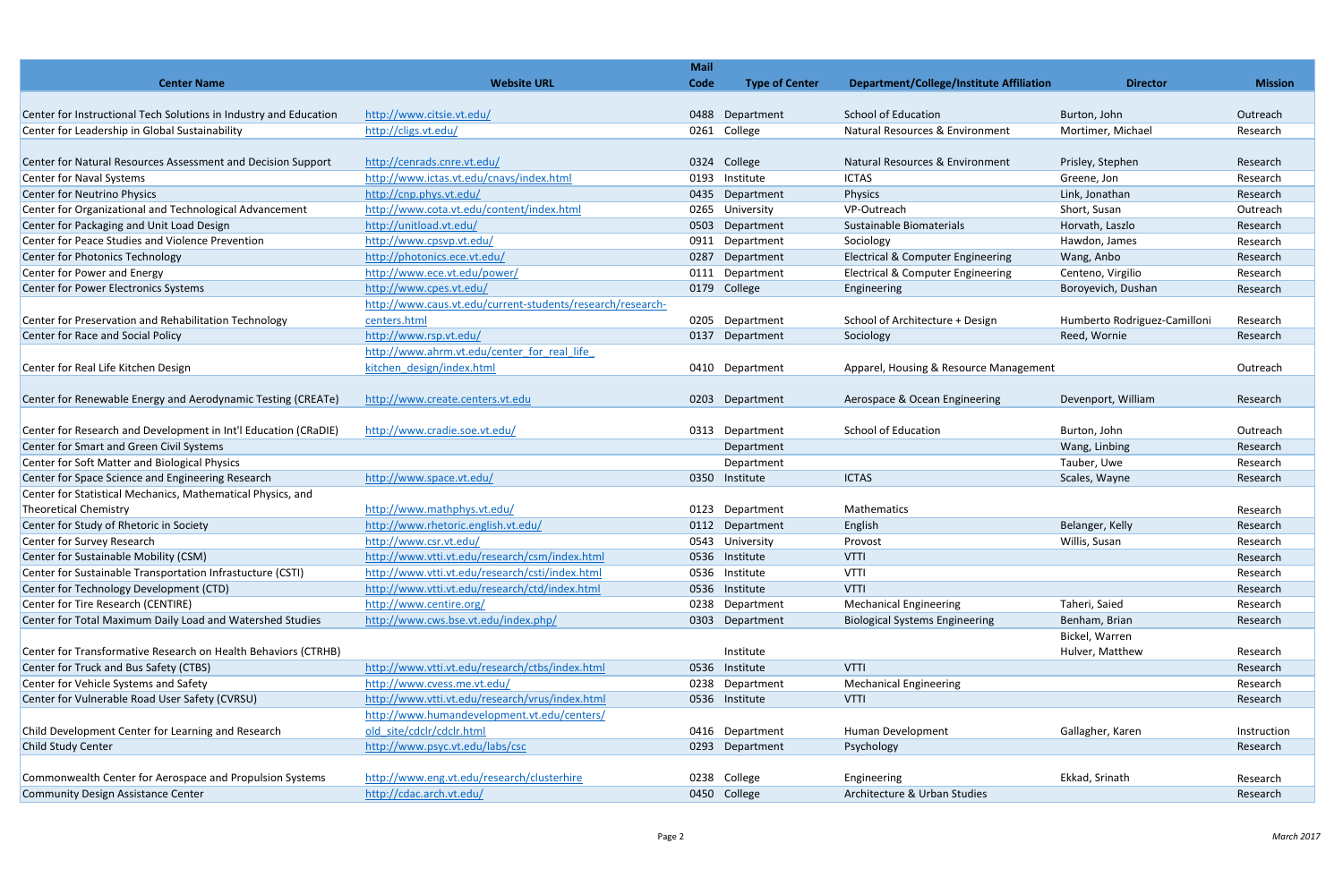| Center Name | Website URL | Mail Code | Type of Center | Department/College/Institute Affiliation | Director | Mission |
|---|---|---|---|---|---|---|
| Center for Instructional Tech Solutions in Industry and Education | http://www.citsie.vt.edu/ | 0488 | Department | School of Education | Burton, John | Outreach |
| Center for Leadership in Global Sustainability | http://cligs.vt.edu/ | 0261 | College | Natural Resources & Environment | Mortimer, Michael | Research |
| Center for Natural Resources Assessment and Decision Support | http://cenrads.cnre.vt.edu/ | 0324 | College | Natural Resources & Environment | Prisley, Stephen | Research |
| Center for Naval Systems | http://www.ictas.vt.edu/cnavs/index.html | 0193 | Institute | ICTAS | Greene, Jon | Research |
| Center for Neutrino Physics | http://cnp.phys.vt.edu/ | 0435 | Department | Physics | Link, Jonathan | Research |
| Center for Organizational and Technological Advancement | http://www.cota.vt.edu/content/index.html | 0265 | University | VP-Outreach | Short, Susan | Outreach |
| Center for Packaging and Unit Load Design | http://unitload.vt.edu/ | 0503 | Department | Sustainable Biomaterials | Horvath, Laszlo | Research |
| Center for Peace Studies and Violence Prevention | http://www.cpsvp.vt.edu/ | 0911 | Department | Sociology | Hawdon, James | Research |
| Center for Photonics Technology | http://photonics.ece.vt.edu/ | 0287 | Department | Electrical & Computer Engineering | Wang, Anbo | Research |
| Center for Power and Energy | http://www.ece.vt.edu/power/ | 0111 | Department | Electrical & Computer Engineering | Centeno, Virgilio | Research |
| Center for Power Electronics Systems | http://www.cpes.vt.edu/ | 0179 | College | Engineering | Boroyevich, Dushan | Research |
| Center for Preservation and Rehabilitation Technology | http://www.caus.vt.edu/current-students/research/research-centers.html | 0205 | Department | School of Architecture + Design | Humberto Rodriguez-Camilloni | Research |
| Center for Race and Social Policy | http://www.rsp.vt.edu/ | 0137 | Department | Sociology | Reed, Wornie | Research |
| Center for Real Life Kitchen Design | http://www.ahrm.vt.edu/center_for_real_life_kitchen_design/index.html | 0410 | Department | Apparel, Housing & Resource Management | | Outreach |
| Center for Renewable Energy and Aerodynamic Testing (CREATe) | http://www.create.centers.vt.edu | 0203 | Department | Aerospace & Ocean Engineering | Devenport, William | Research |
| Center for Research and Development in Int'l Education (CRaDIE) | http://www.cradie.soe.vt.edu/ | 0313 | Department | School of Education | Burton, John | Outreach |
| Center for Smart and Green Civil Systems | | | Department | | Wang, Linbing | Research |
| Center for Soft Matter and Biological Physics | | | Department | | Tauber, Uwe | Research |
| Center for Space Science and Engineering Research | http://www.space.vt.edu/ | 0350 | Institute | ICTAS | Scales, Wayne | Research |
| Center for Statistical Mechanics, Mathematical Physics, and Theoretical Chemistry | http://www.mathphys.vt.edu/ | 0123 | Department | Mathematics | | Research |
| Center for Study of Rhetoric in Society | http://www.rhetoric.english.vt.edu/ | 0112 | Department | English | Belanger, Kelly | Research |
| Center for Survey Research | http://www.csr.vt.edu/ | 0543 | University | Provost | Willis, Susan | Research |
| Center for Sustainable Mobility (CSM) | http://www.vtti.vt.edu/research/csm/index.html | 0536 | Institute | VTTI | | Research |
| Center for Sustainable Transportation Infrastucture (CSTI) | http://www.vtti.vt.edu/research/csti/index.html | 0536 | Institute | VTTI | | Research |
| Center for Technology Development (CTD) | http://www.vtti.vt.edu/research/ctd/index.html | 0536 | Institute | VTTI | | Research |
| Center for Tire Research (CENTIRE) | http://www.centire.org/ | 0238 | Department | Mechanical Engineering | Taheri, Saied | Research |
| Center for Total Maximum Daily Load and Watershed Studies | http://www.cws.bse.vt.edu/index.php/ | 0303 | Department | Biological Systems Engineering | Benham, Brian | Research |
| Center for Transformative Research on Health Behaviors (CTRHB) | | | Institute | | Bickel, Warren<br>Hulver, Matthew | Research |
| Center for Truck and Bus Safety (CTBS) | http://www.vtti.vt.edu/research/ctbs/index.html | 0536 | Institute | VTTI | | Research |
| Center for Vehicle Systems and Safety | http://www.cvess.me.vt.edu/ | 0238 | Department | Mechanical Engineering | | Research |
| Center for Vulnerable Road User Safety (CVRSU) | http://www.vtti.vt.edu/research/vrus/index.html | 0536 | Institute | VTTI | | Research |
| Child Development Center for Learning and Research | http://www.humandevelopment.vt.edu/centers/old_site/cdclr/cdclr.html | 0416 | Department | Human Development | Gallagher, Karen | Instruction |
| Child Study Center | http://www.psyc.vt.edu/labs/csc | 0293 | Department | Psychology | | Research |
| Commonwealth Center for Aerospace and Propulsion Systems | http://www.eng.vt.edu/research/clusterhire | 0238 | College | Engineering | Ekkad, Srinath | Research |
| Community Design Assistance Center | http://cdac.arch.vt.edu/ | 0450 | College | Architecture & Urban Studies | | Research |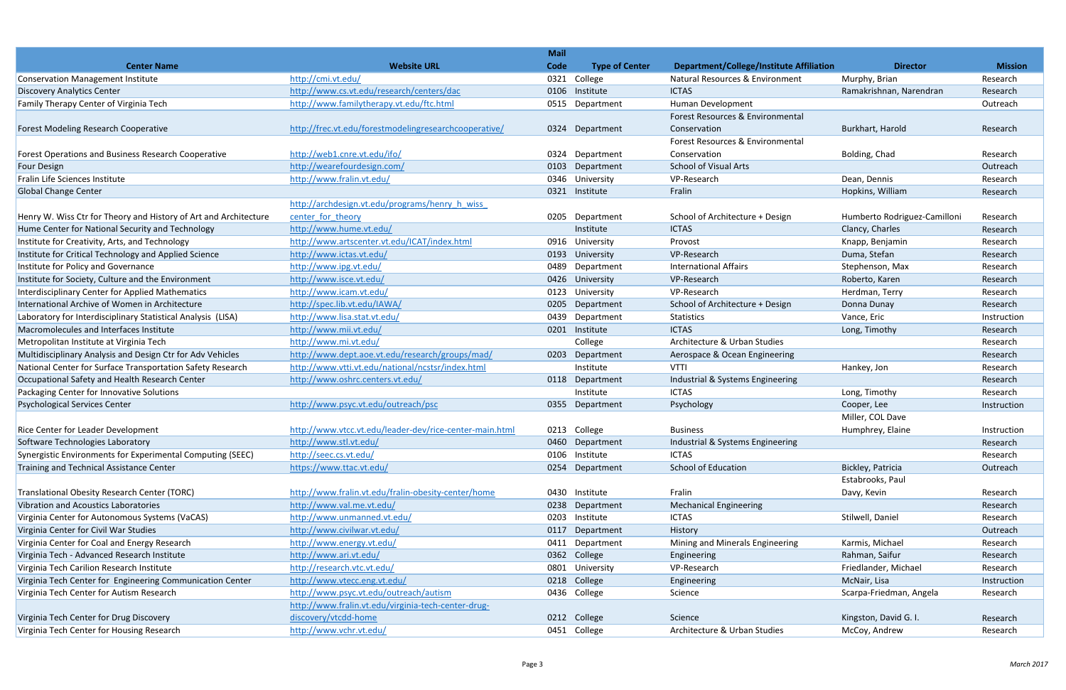| Center Name | Website URL | Mail Code | Type of Center | Department/College/Institute Affiliation | Director | Mission |
|---|---|---|---|---|---|---|
| Conservation Management Institute | http://cmi.vt.edu/ | 0321 | College | Natural Resources & Environment | Murphy, Brian | Research |
| Discovery Analytics Center | http://www.cs.vt.edu/research/centers/dac | 0106 | Institute | ICTAS | Ramakrishnan, Narendran | Research |
| Family Therapy Center of Virginia Tech | http://www.familytherapy.vt.edu/ftc.html | 0515 | Department | Human Development | | Outreach |
| Forest Modeling Research Cooperative | http://frec.vt.edu/forestmodelingresearchcooperative/ | 0324 | Department | Forest Resources & Environmental Conservation | Burkhart, Harold | Research |
| Forest Operations and Business Research Cooperative | http://web1.cnre.vt.edu/ifo/ | 0324 | Department | Forest Resources & Environmental Conservation | Bolding, Chad | Research |
| Four Design | http://wearefourdesign.com/ | 0103 | Department | School of Visual Arts | | Outreach |
| Fralin Life Sciences Institute | http://www.fralin.vt.edu/ | 0346 | University | VP-Research | Dean, Dennis | Research |
| Global Change Center | | 0321 | Institute | Fralin | Hopkins, William | Research |
| Henry W. Wiss Ctr for Theory and History of Art and Architecture | http://archdesign.vt.edu/programs/henry_h_wiss_center_for_theory | 0205 | Department | School of Architecture + Design | Humberto Rodriguez-Camilloni | Research |
| Hume Center for National Security and Technology | http://www.hume.vt.edu/ | | Institute | ICTAS | Clancy, Charles | Research |
| Institute for Creativity, Arts, and Technology | http://www.artscenter.vt.edu/ICAT/index.html | 0916 | University | Provost | Knapp, Benjamin | Research |
| Institute for Critical Technology and Applied Science | http://www.ictas.vt.edu/ | 0193 | University | VP-Research | Duma, Stefan | Research |
| Institute for Policy and Governance | http://www.ipg.vt.edu/ | 0489 | Department | International Affairs | Stephenson, Max | Research |
| Institute for Society, Culture and the Environment | http://www.isce.vt.edu/ | 0426 | University | VP-Research | Roberto, Karen | Research |
| Interdisciplinary Center for Applied Mathematics | http://www.icam.vt.edu/ | 0123 | University | VP-Research | Herdman, Terry | Research |
| International Archive of Women in Architecture | http://spec.lib.vt.edu/IAWA/ | 0205 | Department | School of Architecture + Design | Donna Dunay | Research |
| Laboratory for Interdisciplinary Statistical Analysis (LISA) | http://www.lisa.stat.vt.edu/ | 0439 | Department | Statistics | Vance, Eric | Instruction |
| Macromolecules and Interfaces Institute | http://www.mii.vt.edu/ | 0201 | Institute | ICTAS | Long, Timothy | Research |
| Metropolitan Institute at Virginia Tech | http://www.mi.vt.edu/ | | College | Architecture & Urban Studies | | Research |
| Multidisciplinary Analysis and Design Ctr for Adv Vehicles | http://www.dept.aoe.vt.edu/research/groups/mad/ | 0203 | Department | Aerospace & Ocean Engineering | | Research |
| National Center for Surface Transportation Safety Research | http://www.vtti.vt.edu/national/ncstsr/index.html | | Institute | VTTI | Hankey, Jon | Research |
| Occupational Safety and Health Research Center | http://www.oshrc.centers.vt.edu/ | 0118 | Department | Industrial & Systems Engineering | | Research |
| Packaging Center for Innovative Solutions | | | Institute | ICTAS | Long, Timothy | Research |
| Psychological Services Center | http://www.psyc.vt.edu/outreach/psc | 0355 | Department | Psychology | Cooper, Lee | Instruction |
| Rice Center for Leader Development | http://www.vtcc.vt.edu/leader-dev/rice-center-main.html | 0213 | College | Business | Miller, COL Dave<br>Humphrey, Elaine | Instruction |
| Software Technologies Laboratory | http://www.stl.vt.edu/ | 0460 | Department | Industrial & Systems Engineering | | Research |
| Synergistic Environments for Experimental Computing (SEEC) | http://seec.cs.vt.edu/ | 0106 | Institute | ICTAS | | Research |
| Training and Technical Assistance Center | https://www.ttac.vt.edu/ | 0254 | Department | School of Education | Bickley, Patricia | Outreach |
| Translational Obesity Research Center (TORC) | http://www.fralin.vt.edu/fralin-obesity-center/home | 0430 | Institute | Fralin | Estabrooks, Paul<br>Davy, Kevin | Research |
| Vibration and Acoustics Laboratories | http://www.val.me.vt.edu/ | 0238 | Department | Mechanical Engineering | | Research |
| Virginia Center for Autonomous Systems (VaCAS) | http://www.unmanned.vt.edu/ | 0203 | Institute | ICTAS | Stilwell, Daniel | Research |
| Virginia Center for Civil War Studies | http://www.civilwar.vt.edu/ | 0117 | Department | History | | Outreach |
| Virginia Center for Coal and Energy Research | http://www.energy.vt.edu/ | 0411 | Department | Mining and Minerals Engineering | Karmis, Michael | Research |
| Virginia Tech - Advanced Research Institute | http://www.ari.vt.edu/ | 0362 | College | Engineering | Rahman, Saifur | Research |
| Virginia Tech Carilion Research Institute | http://research.vtc.vt.edu/ | 0801 | University | VP-Research | Friedlander, Michael | Research |
| Virginia Tech Center for Engineering Communication Center | http://www.vtecc.eng.vt.edu/ | 0218 | College | Engineering | McNair, Lisa | Instruction |
| Virginia Tech Center for Autism Research | http://www.psyc.vt.edu/outreach/autism | 0436 | College | Science | Scarpa-Friedman, Angela | Research |
| Virginia Tech Center for Drug Discovery | http://www.fralin.vt.edu/virginia-tech-center-drug-discovery/vtcdd-home | 0212 | College | Science | Kingston, David G. I. | Research |
| Virginia Tech Center for Housing Research | http://www.vchr.vt.edu/ | 0451 | College | Architecture & Urban Studies | McCoy, Andrew | Research |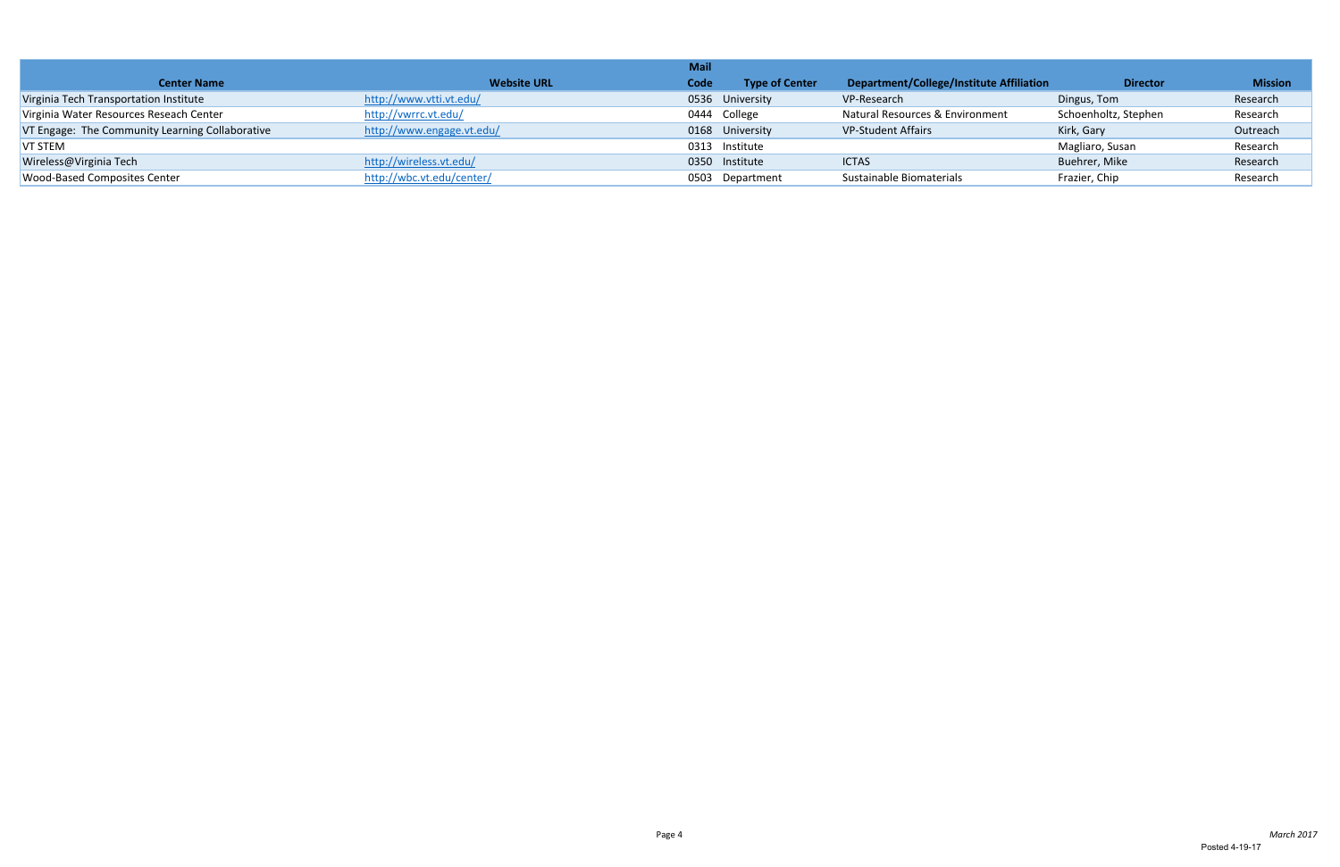| Center Name | Website URL | Mail Code | Type of Center | Department/College/Institute Affiliation | Director | Mission |
|---|---|---|---|---|---|---|
| Virginia Tech Transportation Institute | http://www.vtti.vt.edu/ | 0536 | University | VP-Research | Dingus, Tom | Research |
| Virginia Water Resources Reseach Center | http://vwrrc.vt.edu/ | 0444 | College | Natural Resources & Environment | Schoenholtz, Stephen | Research |
| VT Engage: The Community Learning Collaborative | http://www.engage.vt.edu/ | 0168 | University | VP-Student Affairs | Kirk, Gary | Outreach |
| VT STEM | | 0313 | Institute | | Magliaro, Susan | Research |
| Wireless@Virginia Tech | http://wireless.vt.edu/ | 0350 | Institute | ICTAS | Buehrer, Mike | Research |
| Wood-Based Composites Center | http://wbc.vt.edu/center/ | 0503 | Department | Sustainable Biomaterials | Frazier, Chip | Research |

*March 2017*

Posted 4-19-17